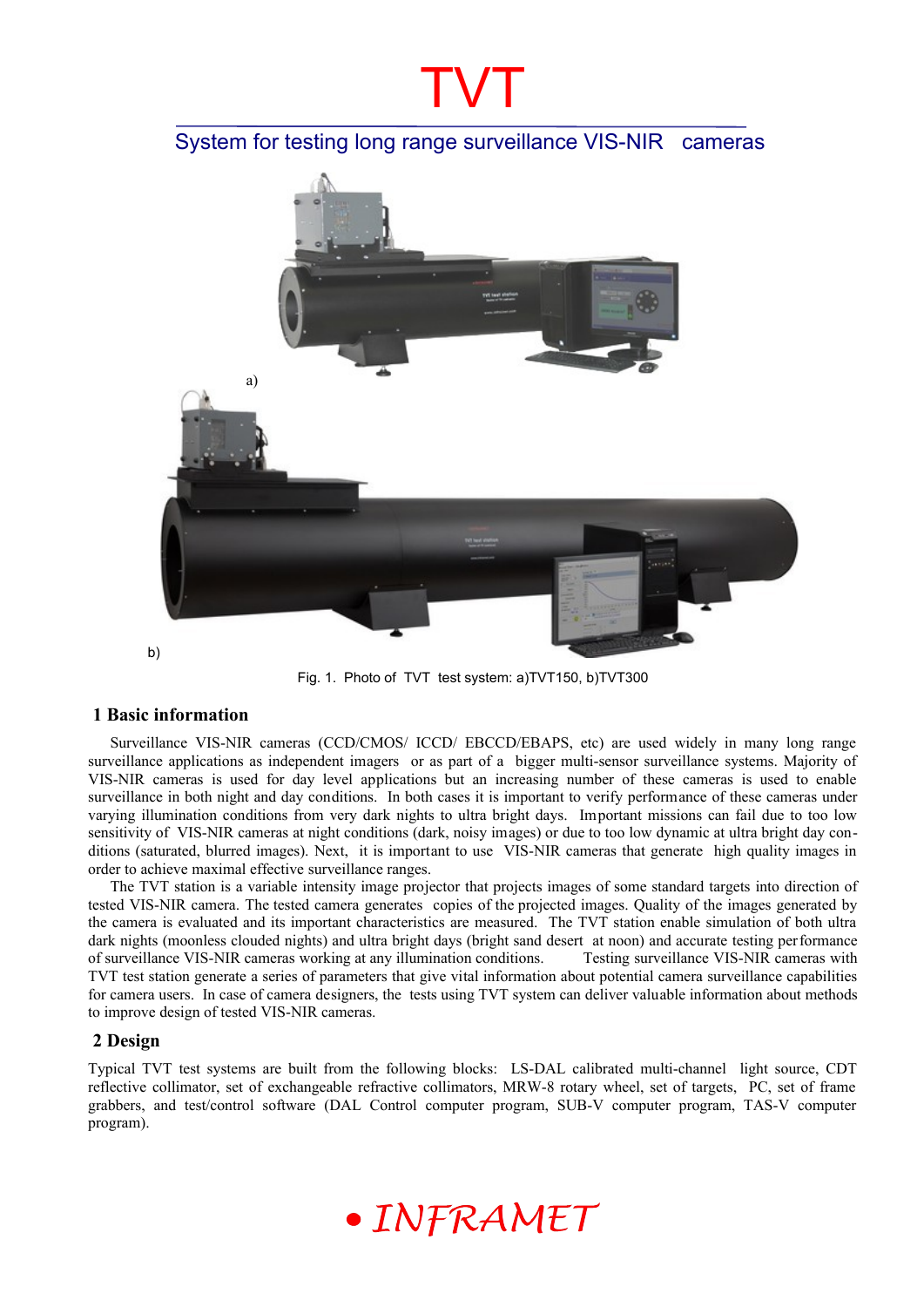# TVT

## System for testing long range surveillance VIS-NIR cameras

a)

b)

Fig. 1. Photo of TVT test system: a)TVT150, b)TVT300

## 1 Basic information

Surveillance VIS-NIR cameras (CCD/CMOS/ ICCD/ EBCCD/EBAPS, etc) are used widely in many long range surveillance applications as independent imagers or as part of a bigger multi-sensor surveillance systems. Majority of VIS-NIR cameras is used for day level applications but an increasing number of these cameras is used to enable surveillance in both night and day conditions. In both cases it is important to verify performance of these cameras under varying illumination conditions from very dark nights to ultra bright days. Important missions can fail due to too low sensitivity of VIS-NIR cameras at night conditions (dark, noisy images) or due to too low dynamic at ultra bright day conditions (saturated, blurred images). Next, it is important to use VIS-NIR cameras that generate high quality images in order to achieve maximal effective surveillance ranges.

The TVT station is a variable intensity image projector that projects images of some standard targets into direction of tested VIS-NIR camera. The tested camera generates copies of the projected images. Quality of the images generated by the camera is evaluated and its important characteristics are measured. The TVT station enable simulation of both ultra dark nights (moonless clouded nights) and ultra bright days (bright sand desert at noon) and accurate testing performance of surveillance VIS-NIR cameras working at any illumination conditions. Testing surveillance VIS-NIR cameras with TVT test station generate a series of parameters that give vital information about potential camera surveillance capabilities for camera users. In case of camera designers, the tests using TVT system can deliver valuable information about methods to improve design of tested VIS-NIR cameras.

## 2 Design

Typical TVT test systems are built from the following blocks: LS-DAL calibrated multi-channel light source, CDT reflective collimator, set of exchangeable refractive collimators, MRW-8 rotary wheel, set of targets, PC, set of frame grabbers, and test/control software (DAL Control computer program, SUB-V computer program, TAS-V computer program).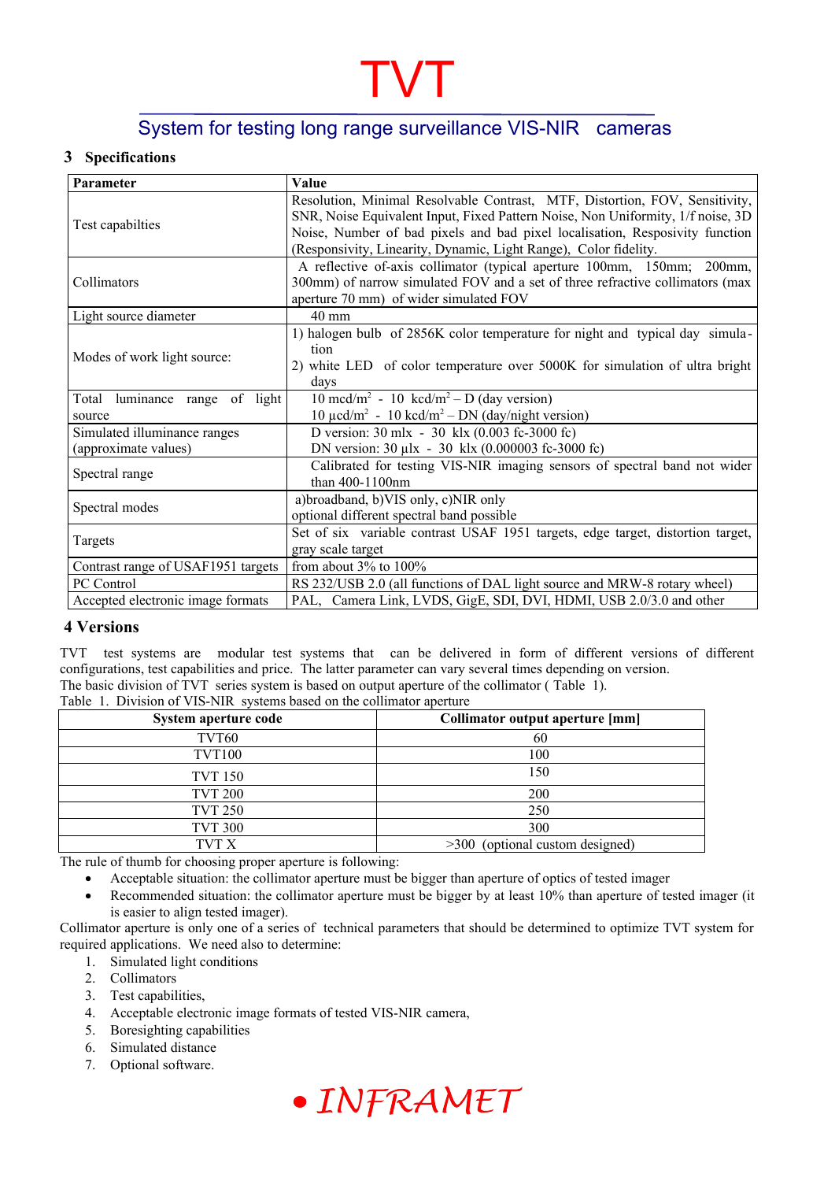## 3 Specifications

| Parameter | Value |
|---|---|
| Test capabilties | Resolution, Minimal Resolvable Contrast, MTF, Distortion, FOV, Sensitivity, SNR, Noise Equivalent Input, Fixed Pattern Noise, Non Uniformity, 1/f noise, 3D Noise, Number of bad pixels and bad pixel localisation, Resposivity function (Responsivity, Linearity, Dynamic, Light Range), Color fidelity. |
| Collimators | A reflective of-axis collimator (typical aperture 100mm, 150mm; 200mm, 300mm) of narrow simulated FOV and a set of three refractive collimators (max aperture 70 mm) of wider simulated FOV |
| Light source diameter | 40 mm |
| Modes of work light source: | 1) halogen bulb of 2856K color temperature for night and typical day simulation<br>2) white LED of color temperature over 5000K for simulation of ultra bright days |
| Total luminance range of light source | 10 mcd/m$^2$ - 10 kcd/m$^2$ – D (day version)<br>10 µcd/m$^2$ - 10 kcd/m$^2$ – DN (day/night version) |
| Simulated illuminance ranges (approximate values) | D version: 30 mlx - 30 klx (0.003 fc-3000 fc)<br>DN version: 30 µlx - 30 klx (0.000003 fc-3000 fc) |
| Spectral range | Calibrated for testing VIS-NIR imaging sensors of spectral band not wider than 400-1100nm |
| Spectral modes | a)broadband, b)VIS only, c)NIR only<br>optional different spectral band possible |
| Targets | Set of six variable contrast USAF 1951 targets, edge target, distortion target, gray scale target |
| Contrast range of USAF1951 targets | from about 3% to 100% |
| PC Control | RS 232/USB 2.0 (all functions of DAL light source and MRW-8 rotary wheel) |
| Accepted electronic image formats | PAL, Camera Link, LVDS, GigE, SDI, DVI, HDMI, USB 2.0/3.0 and other |

## 4 Versions

TVT test systems are modular test systems that can be delivered in form of different versions of different configurations, test capabilities and price. The latter parameter can vary several times depending on version.

The basic division of TVT series system is based on output aperture of the collimator ( Table 1).

Table 1. Division of VIS-NIR systems based on the collimator aperture

| System aperture code | Collimator output aperture [mm] |
|---|---|
| TVT60 | 60 |
| TVT100 | 100 |
| TVT 150 | 150 |
| TVT 200 | 200 |
| TVT 250 | 250 |
| TVT 300 | 300 |
| TVT X | >300 (optional custom designed) |

The rule of thumb for choosing proper aperture is following:

- Acceptable situation: the collimator aperture must be bigger than aperture of optics of tested imager
- Recommended situation: the collimator aperture must be bigger by at least 10% than aperture of tested imager (it is easier to align tested imager).

Collimator aperture is only one of a series of technical parameters that should be determined to optimize TVT system for required applications. We need also to determine:

1. Simulated light conditions
2. Collimators
3. Test capabilities,
4. Acceptable electronic image formats of tested VIS-NIR camera,
5. Boresighting capabilities
6. Simulated distance
7. Optional software.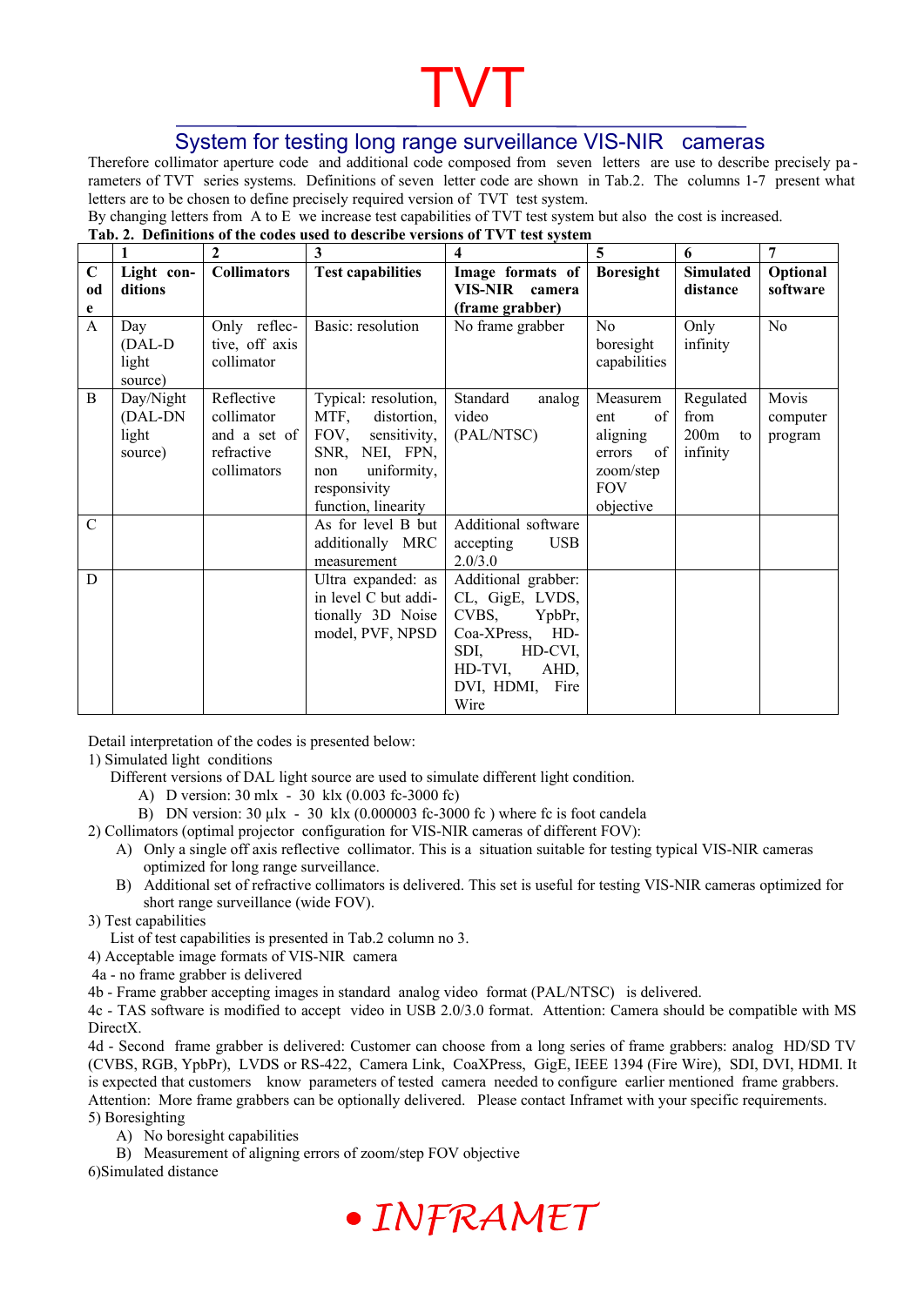# TVT

## System for testing long range surveillance VIS-NIR cameras

Therefore collimator aperture code and additional code composed from seven letters are use to describe precisely parameters of TVT series systems. Definitions of seven letter code are shown in Tab.2. The columns 1-7 present what letters are to be chosen to define precisely required version of TVT test system.

By changing letters from A to E we increase test capabilities of TVT test system but also the cost is increased.

**Tab. 2. Definitions of the codes used to describe versions of TVT test system**

| | 1 | 2 | 3 | 4 | 5 | 6 | 7 |
|---|---|---|---|---|---|---|---|
| **Code** | **Light conditions** | **Collimators** | **Test capabilities** | **Image formats of VIS-NIR camera (frame grabber)** | **Boresight** | **Simulated distance** | **Optional software** |
| A | Day (DAL-D light source) | Only reflective, off axis collimator | Basic: resolution | No frame grabber | No boresight capabilities | Only infinity | No |
| B | Day/Night (DAL-DN light source) | Reflective collimator and a set of refractive collimators | Typical: resolution, MTF, distortion, FOV, sensitivity, SNR, NEI, FPN, non uniformity, responsivity function, linearity | Standard analog video (PAL/NTSC) | Measurement of aligning errors of zoom/step FOV objective | Regulated from 200m to infinity | Movis computer program |
| C | | | As for level B but additionally MRC measurement | Additional software accepting USB 2.0/3.0 | | | |
| D | | | Ultra expanded: as in level C but additionally 3D Noise model, PVF, NPSD | Additional grabber: CL, GigE, LVDS, CVBS, YpbPr, Coa-XPress, HD-SDI, HD-CVI, HD-TVI, AHD, DVI, HDMI, Fire Wire | | | |

Detail interpretation of the codes is presented below:

1) Simulated light conditions

Different versions of DAL light source are used to simulate different light condition.

A) D version: 30 mlx - 30 klx (0.003 fc-3000 fc)
B) DN version: 30 µlx - 30 klx (0.000003 fc-3000 fc ) where fc is foot candela

2) Collimators (optimal projector configuration for VIS-NIR cameras of different FOV):

A) Only a single off axis reflective collimator. This is a situation suitable for testing typical VIS-NIR cameras optimized for long range surveillance.
B) Additional set of refractive collimators is delivered. This set is useful for testing VIS-NIR cameras optimized for short range surveillance (wide FOV).

3) Test capabilities

List of test capabilities is presented in Tab.2 column no 3.

4) Acceptable image formats of VIS-NIR camera

4a - no frame grabber is delivered

4b - Frame grabber accepting images in standard analog video format (PAL/NTSC) is delivered.

4c - TAS software is modified to accept video in USB 2.0/3.0 format. Attention: Camera should be compatible with MS DirectX.

4d - Second frame grabber is delivered: Customer can choose from a long series of frame grabbers: analog HD/SD TV (CVBS, RGB, YpbPr), LVDS or RS-422, Camera Link, CoaXPress, GigE, IEEE 1394 (Fire Wire), SDI, DVI, HDMI. It is expected that customers know parameters of tested camera needed to configure earlier mentioned frame grabbers. Attention: More frame grabbers can be optionally delivered. Please contact Inframet with your specific requirements.

5) Boresighting

A) No boresight capabilities
B) Measurement of aligning errors of zoom/step FOV objective

6)Simulated distance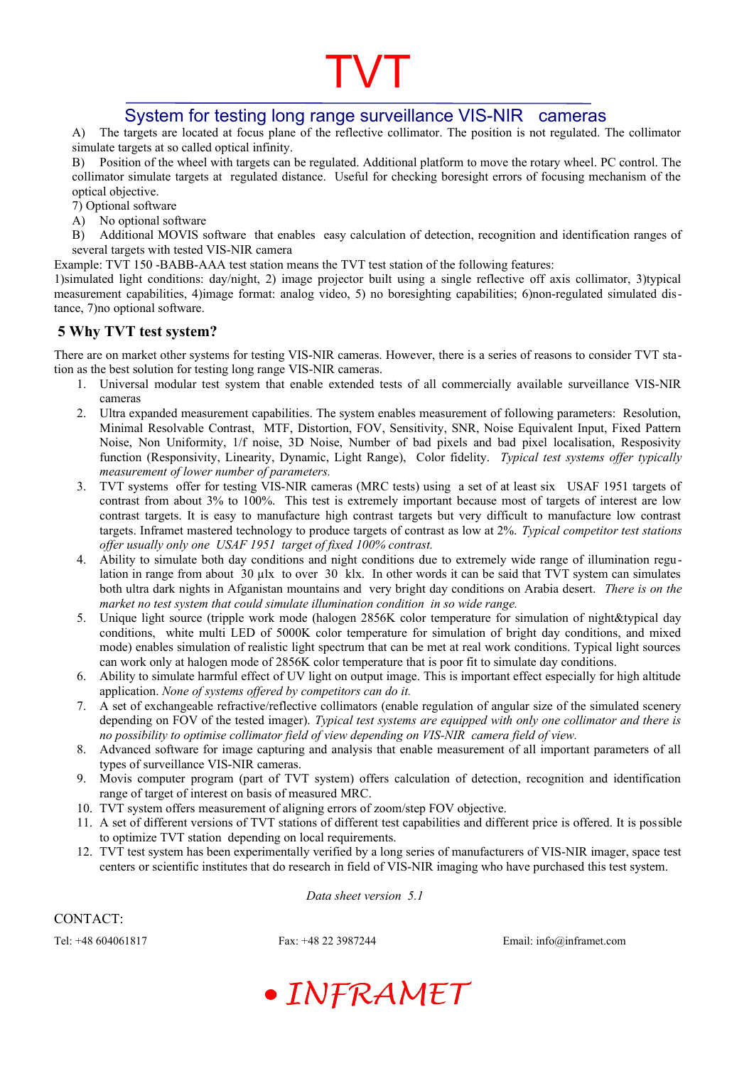# TVT

## System for testing long range surveillance VIS-NIR cameras

A) The targets are located at focus plane of the reflective collimator. The position is not regulated. The collimator simulate targets at so called optical infinity.

B) Position of the wheel with targets can be regulated. Additional platform to move the rotary wheel. PC control. The collimator simulate targets at regulated distance. Useful for checking boresight errors of focusing mechanism of the optical objective.

7) Optional software

A) No optional software

B) Additional MOVIS software that enables easy calculation of detection, recognition and identification ranges of several targets with tested VIS-NIR camera

Example: TVT 150 -BABB-AAA test station means the TVT test station of the following features:
1)simulated light conditions: day/night, 2) image projector built using a single reflective off axis collimator, 3)typical measurement capabilities, 4)image format: analog video, 5) no boresighting capabilities; 6)non-regulated simulated distance, 7)no optional software.

### 5 Why TVT test system?

There are on market other systems for testing VIS-NIR cameras. However, there is a series of reasons to consider TVT station as the best solution for testing long range VIS-NIR cameras.

1. Universal modular test system that enable extended tests of all commercially available surveillance VIS-NIR cameras
2. Ultra expanded measurement capabilities. The system enables measurement of following parameters: Resolution, Minimal Resolvable Contrast, MTF, Distortion, FOV, Sensitivity, SNR, Noise Equivalent Input, Fixed Pattern Noise, Non Uniformity, 1/f noise, 3D Noise, Number of bad pixels and bad pixel localisation, Resposivity function (Responsivity, Linearity, Dynamic, Light Range), Color fidelity. *Typical test systems offer typically measurement of lower number of parameters.*
3. TVT systems offer for testing VIS-NIR cameras (MRC tests) using a set of at least six USAF 1951 targets of contrast from about 3% to 100%. This test is extremely important because most of targets of interest are low contrast targets. It is easy to manufacture high contrast targets but very difficult to manufacture low contrast targets. Inframet mastered technology to produce targets of contrast as low at 2%. *Typical competitor test stations offer usually only one USAF 1951 target of fixed 100% contrast.*
4. Ability to simulate both day conditions and night conditions due to extremely wide range of illumination regulation in range from about 30 µlx to over 30 klx. In other words it can be said that TVT system can simulates both ultra dark nights in Afganistan mountains and very bright day conditions on Arabia desert. *There is on the market no test system that could simulate illumination condition in so wide range.*
5. Unique light source (tripple work mode (halogen 2856K color temperature for simulation of night&typical day conditions, white multi LED of 5000K color temperature for simulation of bright day conditions, and mixed mode) enables simulation of realistic light spectrum that can be met at real work conditions. Typical light sources can work only at halogen mode of 2856K color temperature that is poor fit to simulate day conditions.
6. Ability to simulate harmful effect of UV light on output image. This is important effect especially for high altitude application. *None of systems offered by competitors can do it.*
7. A set of exchangeable refractive/reflective collimators (enable regulation of angular size of the simulated scenery depending on FOV of the tested imager). *Typical test systems are equipped with only one collimator and there is no possibility to optimise collimator field of view depending on VIS-NIR camera field of view.*
8. Advanced software for image capturing and analysis that enable measurement of all important parameters of all types of surveillance VIS-NIR cameras.
9. Movis computer program (part of TVT system) offers calculation of detection, recognition and identification range of target of interest on basis of measured MRC.
10. TVT system offers measurement of aligning errors of zoom/step FOV objective.
11. A set of different versions of TVT stations of different test capabilities and different price is offered. It is possible to optimize TVT station depending on local requirements.
12. TVT test system has been experimentally verified by a long series of manufacturers of VIS-NIR imager, space test centers or scientific institutes that do research in field of VIS-NIR imaging who have purchased this test system.

*Data sheet version 5.1*

CONTACT:

Tel: +48 604061817 Fax: +48 22 3987244 Email: info@inframet.com

• *INFRAMET*